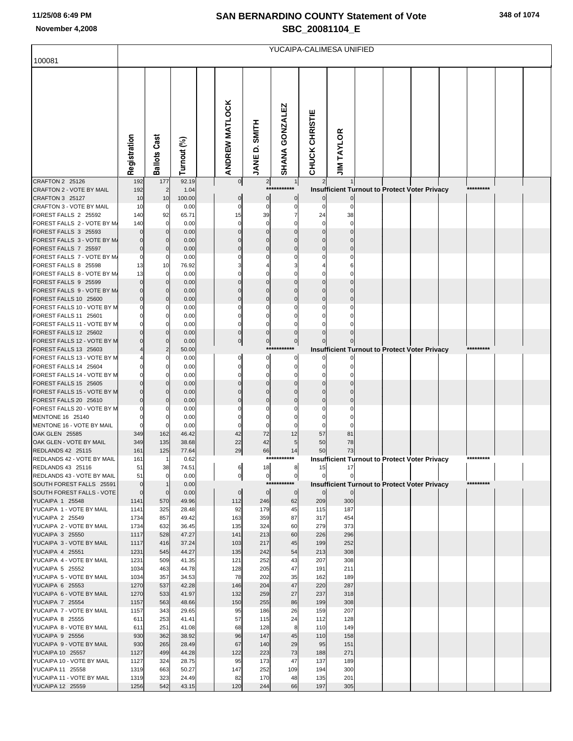# SAN BERNARDINO COUNTY Statement of Vote

## SBC_20081104_E

11/25/08 6:49 PM

November 4,2008

100081 — YUCAIPA-CALIMESA UNIFIED

| | Registration | Ballots Cast | Turnout (%) | ANDREW MATLOCK | JANE D. SMITH | SHANA GONZALEZ | CHUCK CHRISTIE | JIM TAYLOR |
|---|---|---|---|---|---|---|---|---|
| CRAFTON 2 25126 | 192 | 177 | 92.19 | 0 | 2 | 1 | 2 | 1 |
| CRAFTON 2 - VOTE BY MAIL | 192 | 2 | 1.04 | *********** Insufficient Turnout to Protect Voter Privacy ********* | | | | |
| CRAFTON 3 25127 | 10 | 10 | 100.00 | 0 | 0 | 0 | 0 | 0 |
| CRAFTON 3 - VOTE BY MAIL | 10 | 0 | 0.00 | 0 | 0 | 0 | 0 | 0 |
| FOREST FALLS 2 25592 | 140 | 92 | 65.71 | 15 | 39 | 7 | 24 | 38 |
| FOREST FALLS 2 - VOTE BY MA | 140 | 0 | 0.00 | 0 | 0 | 0 | 0 | 0 |
| FOREST FALLS 3 25593 | 0 | 0 | 0.00 | 0 | 0 | 0 | 0 | 0 |
| FOREST FALLS 3 - VOTE BY MA | 0 | 0 | 0.00 | 0 | 0 | 0 | 0 | 0 |
| FOREST FALLS 7 25597 | 0 | 0 | 0.00 | 0 | 0 | 0 | 0 | 0 |
| FOREST FALLS 7 - VOTE BY MA | 0 | 0 | 0.00 | 0 | 0 | 0 | 0 | 0 |
| FOREST FALLS 8 25598 | 13 | 10 | 76.92 | 3 | 4 | 3 | 4 | 6 |
| FOREST FALLS 8 - VOTE BY MA | 13 | 0 | 0.00 | 0 | 0 | 0 | 0 | 0 |
| FOREST FALLS 9 25599 | 0 | 0 | 0.00 | 0 | 0 | 0 | 0 | 0 |
| FOREST FALLS 9 - VOTE BY MA | 0 | 0 | 0.00 | 0 | 0 | 0 | 0 | 0 |
| FOREST FALLS 10 25600 | 0 | 0 | 0.00 | 0 | 0 | 0 | 0 | 0 |
| FOREST FALLS 10 - VOTE BY M | 0 | 0 | 0.00 | 0 | 0 | 0 | 0 | 0 |
| FOREST FALLS 11 25601 | 0 | 0 | 0.00 | 0 | 0 | 0 | 0 | 0 |
| FOREST FALLS 11 - VOTE BY M | 0 | 0 | 0.00 | 0 | 0 | 0 | 0 | 0 |
| FOREST FALLS 12 25602 | 0 | 0 | 0.00 | 0 | 0 | 0 | 0 | 0 |
| FOREST FALLS 12 - VOTE BY M | 0 | 0 | 0.00 | 0 | 0 | 0 | 0 | 0 |
| FOREST FALLS 13 25603 | 4 | 2 | 50.00 | *********** Insufficient Turnout to Protect Voter Privacy ********* | | | | |
| FOREST FALLS 13 - VOTE BY M | 4 | 0 | 0.00 | 0 | 0 | 0 | 0 | 0 |
| FOREST FALLS 14 25604 | 0 | 0 | 0.00 | 0 | 0 | 0 | 0 | 0 |
| FOREST FALLS 14 - VOTE BY M | 0 | 0 | 0.00 | 0 | 0 | 0 | 0 | 0 |
| FOREST FALLS 15 25605 | 0 | 0 | 0.00 | 0 | 0 | 0 | 0 | 0 |
| FOREST FALLS 15 - VOTE BY M | 0 | 0 | 0.00 | 0 | 0 | 0 | 0 | 0 |
| FOREST FALLS 20 25610 | 0 | 0 | 0.00 | 0 | 0 | 0 | 0 | 0 |
| FOREST FALLS 20 - VOTE BY M | 0 | 0 | 0.00 | 0 | 0 | 0 | 0 | 0 |
| MENTONE 16 25140 | 0 | 0 | 0.00 | 0 | 0 | 0 | 0 | 0 |
| MENTONE 16 - VOTE BY MAIL | 0 | 0 | 0.00 | 0 | 0 | 0 | 0 | 0 |
| OAK GLEN 25585 | 349 | 162 | 46.42 | 42 | 72 | 12 | 57 | 81 |
| OAK GLEN - VOTE BY MAIL | 349 | 135 | 38.68 | 22 | 42 | 5 | 50 | 78 |
| REDLANDS 42 25115 | 161 | 125 | 77.64 | 29 | 66 | 14 | 50 | 73 |
| REDLANDS 42 - VOTE BY MAIL | 161 | 1 | 0.62 | *********** Insufficient Turnout to Protect Voter Privacy ********* | | | | |
| REDLANDS 43 25116 | 51 | 38 | 74.51 | 6 | 18 | 8 | 15 | 17 |
| REDLANDS 43 - VOTE BY MAIL | 51 | 0 | 0.00 | 0 | 0 | 0 | 0 | 0 |
| SOUTH FOREST FALLS 25591 | 0 | 1 | 0.00 | *********** Insufficient Turnout to Protect Voter Privacy ********* | | | | |
| SOUTH FOREST FALLS - VOTE | 0 | 0 | 0.00 | 0 | 0 | 0 | 0 | 0 |
| YUCAIPA 1 25548 | 1141 | 570 | 49.96 | 112 | 246 | 62 | 209 | 300 |
| YUCAIPA 1 - VOTE BY MAIL | 1141 | 325 | 28.48 | 92 | 179 | 45 | 115 | 187 |
| YUCAIPA 2 25549 | 1734 | 857 | 49.42 | 163 | 359 | 87 | 317 | 454 |
| YUCAIPA 2 - VOTE BY MAIL | 1734 | 632 | 36.45 | 135 | 324 | 60 | 279 | 373 |
| YUCAIPA 3 25550 | 1117 | 528 | 47.27 | 141 | 213 | 60 | 226 | 296 |
| YUCAIPA 3 - VOTE BY MAIL | 1117 | 416 | 37.24 | 103 | 217 | 45 | 199 | 252 |
| YUCAIPA 4 25551 | 1231 | 545 | 44.27 | 135 | 242 | 54 | 213 | 308 |
| YUCAIPA 4 - VOTE BY MAIL | 1231 | 509 | 41.35 | 121 | 252 | 43 | 207 | 308 |
| YUCAIPA 5 25552 | 1034 | 463 | 44.78 | 128 | 205 | 47 | 191 | 211 |
| YUCAIPA 5 - VOTE BY MAIL | 1034 | 357 | 34.53 | 78 | 202 | 35 | 162 | 189 |
| YUCAIPA 6 25553 | 1270 | 537 | 42.28 | 146 | 204 | 47 | 220 | 287 |
| YUCAIPA 6 - VOTE BY MAIL | 1270 | 533 | 41.97 | 132 | 259 | 27 | 237 | 318 |
| YUCAIPA 7 25554 | 1157 | 563 | 48.66 | 150 | 255 | 86 | 199 | 308 |
| YUCAIPA 7 - VOTE BY MAIL | 1157 | 343 | 29.65 | 95 | 186 | 26 | 159 | 207 |
| YUCAIPA 8 25555 | 611 | 253 | 41.41 | 57 | 115 | 24 | 112 | 128 |
| YUCAIPA 8 - VOTE BY MAIL | 611 | 251 | 41.08 | 68 | 128 | 8 | 110 | 149 |
| YUCAIPA 9 25556 | 930 | 362 | 38.92 | 96 | 147 | 45 | 110 | 158 |
| YUCAIPA 9 - VOTE BY MAIL | 930 | 265 | 28.49 | 67 | 140 | 29 | 95 | 151 |
| YUCAIPA 10 25557 | 1127 | 499 | 44.28 | 122 | 223 | 73 | 188 | 271 |
| YUCAIPA 10 - VOTE BY MAIL | 1127 | 324 | 28.75 | 95 | 173 | 47 | 137 | 189 |
| YUCAIPA 11 25558 | 1319 | 663 | 50.27 | 147 | 252 | 109 | 194 | 300 |
| YUCAIPA 11 - VOTE BY MAIL | 1319 | 323 | 24.49 | 82 | 170 | 48 | 135 | 201 |
| YUCAIPA 12 25559 | 1256 | 542 | 43.15 | 120 | 244 | 66 | 197 | 305 |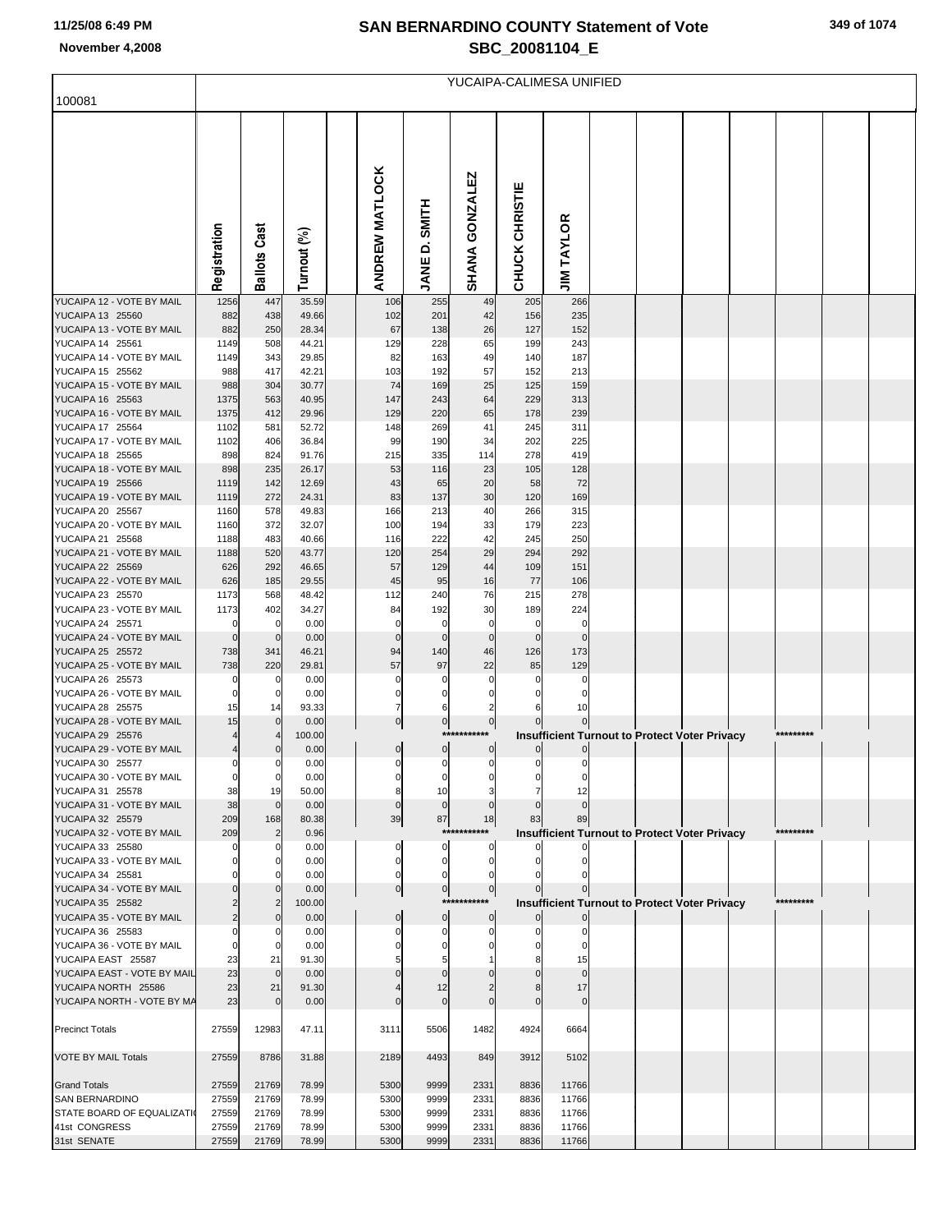# SAN BERNARDINO COUNTY Statement of Vote
## SBC_20081104_E

November 4,2008

YUCAIPA-CALIMESA UNIFIED

100081

| | Registration | Ballots Cast | Turnout (%) | | ANDREW MATLOCK | JANE D. SMITH | SHANA GONZALEZ | CHUCK CHRISTIE | JIM TAYLOR |
|---|---|---|---|---|---|---|---|---|---|
| YUCAIPA 12 - VOTE BY MAIL | 1256 | 447 | 35.59 | | 106 | 255 | 49 | 205 | 266 |
| YUCAIPA 13 25560 | 882 | 438 | 49.66 | | 102 | 201 | 42 | 156 | 235 |
| YUCAIPA 13 - VOTE BY MAIL | 882 | 250 | 28.34 | | 67 | 138 | 26 | 127 | 152 |
| YUCAIPA 14 25561 | 1149 | 508 | 44.21 | | 129 | 228 | 65 | 199 | 243 |
| YUCAIPA 14 - VOTE BY MAIL | 1149 | 343 | 29.85 | | 82 | 163 | 49 | 140 | 187 |
| YUCAIPA 15 25562 | 988 | 417 | 42.21 | | 103 | 192 | 57 | 152 | 213 |
| YUCAIPA 15 - VOTE BY MAIL | 988 | 304 | 30.77 | | 74 | 169 | 25 | 125 | 159 |
| YUCAIPA 16 25563 | 1375 | 563 | 40.95 | | 147 | 243 | 64 | 229 | 313 |
| YUCAIPA 16 - VOTE BY MAIL | 1375 | 412 | 29.96 | | 129 | 220 | 65 | 178 | 239 |
| YUCAIPA 17 25564 | 1102 | 581 | 52.72 | | 148 | 269 | 41 | 245 | 311 |
| YUCAIPA 17 - VOTE BY MAIL | 1102 | 406 | 36.84 | | 99 | 190 | 34 | 202 | 225 |
| YUCAIPA 18 25565 | 898 | 824 | 91.76 | | 215 | 335 | 114 | 278 | 419 |
| YUCAIPA 18 - VOTE BY MAIL | 898 | 235 | 26.17 | | 53 | 116 | 23 | 105 | 128 |
| YUCAIPA 19 25566 | 1119 | 142 | 12.69 | | 43 | 65 | 20 | 58 | 72 |
| YUCAIPA 19 - VOTE BY MAIL | 1119 | 272 | 24.31 | | 83 | 137 | 30 | 120 | 169 |
| YUCAIPA 20 25567 | 1160 | 578 | 49.83 | | 166 | 213 | 40 | 266 | 315 |
| YUCAIPA 20 - VOTE BY MAIL | 1160 | 372 | 32.07 | | 100 | 194 | 33 | 179 | 223 |
| YUCAIPA 21 25568 | 1188 | 483 | 40.66 | | 116 | 222 | 42 | 245 | 250 |
| YUCAIPA 21 - VOTE BY MAIL | 1188 | 520 | 43.77 | | 120 | 254 | 29 | 294 | 292 |
| YUCAIPA 22 25569 | 626 | 292 | 46.65 | | 57 | 129 | 44 | 109 | 151 |
| YUCAIPA 22 - VOTE BY MAIL | 626 | 185 | 29.55 | | 45 | 95 | 16 | 77 | 106 |
| YUCAIPA 23 25570 | 1173 | 568 | 48.42 | | 112 | 240 | 76 | 215 | 278 |
| YUCAIPA 23 - VOTE BY MAIL | 1173 | 402 | 34.27 | | 84 | 192 | 30 | 189 | 224 |
| YUCAIPA 24 25571 | 0 | 0 | 0.00 | | 0 | 0 | 0 | 0 | 0 |
| YUCAIPA 24 - VOTE BY MAIL | 0 | 0 | 0.00 | | 0 | 0 | 0 | 0 | 0 |
| YUCAIPA 25 25572 | 738 | 341 | 46.21 | | 94 | 140 | 46 | 126 | 173 |
| YUCAIPA 25 - VOTE BY MAIL | 738 | 220 | 29.81 | | 57 | 97 | 22 | 85 | 129 |
| YUCAIPA 26 25573 | 0 | 0 | 0.00 | | 0 | 0 | 0 | 0 | 0 |
| YUCAIPA 26 - VOTE BY MAIL | 0 | 0 | 0.00 | | 0 | 0 | 0 | 0 | 0 |
| YUCAIPA 28 25575 | 15 | 14 | 93.33 | | 7 | 6 | 2 | 6 | 10 |
| YUCAIPA 28 - VOTE BY MAIL | 15 | 0 | 0.00 | | 0 | 0 | 0 | 0 | 0 |
| YUCAIPA 29 25576 | 4 | 4 | 100.00 | | *********** Insufficient Turnout to Protect Voter Privacy ********* | | | | |
| YUCAIPA 29 - VOTE BY MAIL | 4 | 0 | 0.00 | | 0 | 0 | 0 | 0 | 0 |
| YUCAIPA 30 25577 | 0 | 0 | 0.00 | | 0 | 0 | 0 | 0 | 0 |
| YUCAIPA 30 - VOTE BY MAIL | 0 | 0 | 0.00 | | 0 | 0 | 0 | 0 | 0 |
| YUCAIPA 31 25578 | 38 | 19 | 50.00 | | 8 | 10 | 3 | 7 | 12 |
| YUCAIPA 31 - VOTE BY MAIL | 38 | 0 | 0.00 | | 0 | 0 | 0 | 0 | 0 |
| YUCAIPA 32 25579 | 209 | 168 | 80.38 | | 39 | 87 | 18 | 83 | 89 |
| YUCAIPA 32 - VOTE BY MAIL | 209 | 2 | 0.96 | | *********** Insufficient Turnout to Protect Voter Privacy ********* | | | | |
| YUCAIPA 33 25580 | 0 | 0 | 0.00 | | 0 | 0 | 0 | 0 | 0 |
| YUCAIPA 33 - VOTE BY MAIL | 0 | 0 | 0.00 | | 0 | 0 | 0 | 0 | 0 |
| YUCAIPA 34 25581 | 0 | 0 | 0.00 | | 0 | 0 | 0 | 0 | 0 |
| YUCAIPA 34 - VOTE BY MAIL | 0 | 0 | 0.00 | | 0 | 0 | 0 | 0 | 0 |
| YUCAIPA 35 25582 | 2 | 2 | 100.00 | | *********** Insufficient Turnout to Protect Voter Privacy ********* | | | | |
| YUCAIPA 35 - VOTE BY MAIL | 2 | 0 | 0.00 | | 0 | 0 | 0 | 0 | 0 |
| YUCAIPA 36 25583 | 0 | 0 | 0.00 | | 0 | 0 | 0 | 0 | 0 |
| YUCAIPA 36 - VOTE BY MAIL | 0 | 0 | 0.00 | | 0 | 0 | 0 | 0 | 0 |
| YUCAIPA EAST 25587 | 23 | 21 | 91.30 | | 5 | 5 | 1 | 8 | 15 |
| YUCAIPA EAST - VOTE BY MAIL | 23 | 0 | 0.00 | | 0 | 0 | 0 | 0 | 0 |
| YUCAIPA NORTH 25586 | 23 | 21 | 91.30 | | 4 | 12 | 2 | 8 | 17 |
| YUCAIPA NORTH - VOTE BY MA | 23 | 0 | 0.00 | | 0 | 0 | 0 | 0 | 0 |
| Precinct Totals | 27559 | 12983 | 47.11 | | 3111 | 5506 | 1482 | 4924 | 6664 |
| VOTE BY MAIL Totals | 27559 | 8786 | 31.88 | | 2189 | 4493 | 849 | 3912 | 5102 |
| Grand Totals | 27559 | 21769 | 78.99 | | 5300 | 9999 | 2331 | 8836 | 11766 |
| SAN BERNARDINO | 27559 | 21769 | 78.99 | | 5300 | 9999 | 2331 | 8836 | 11766 |
| STATE BOARD OF EQUALIZATI | 27559 | 21769 | 78.99 | | 5300 | 9999 | 2331 | 8836 | 11766 |
| 41st CONGRESS | 27559 | 21769 | 78.99 | | 5300 | 9999 | 2331 | 8836 | 11766 |
| 31st SENATE | 27559 | 21769 | 78.99 | | 5300 | 9999 | 2331 | 8836 | 11766 |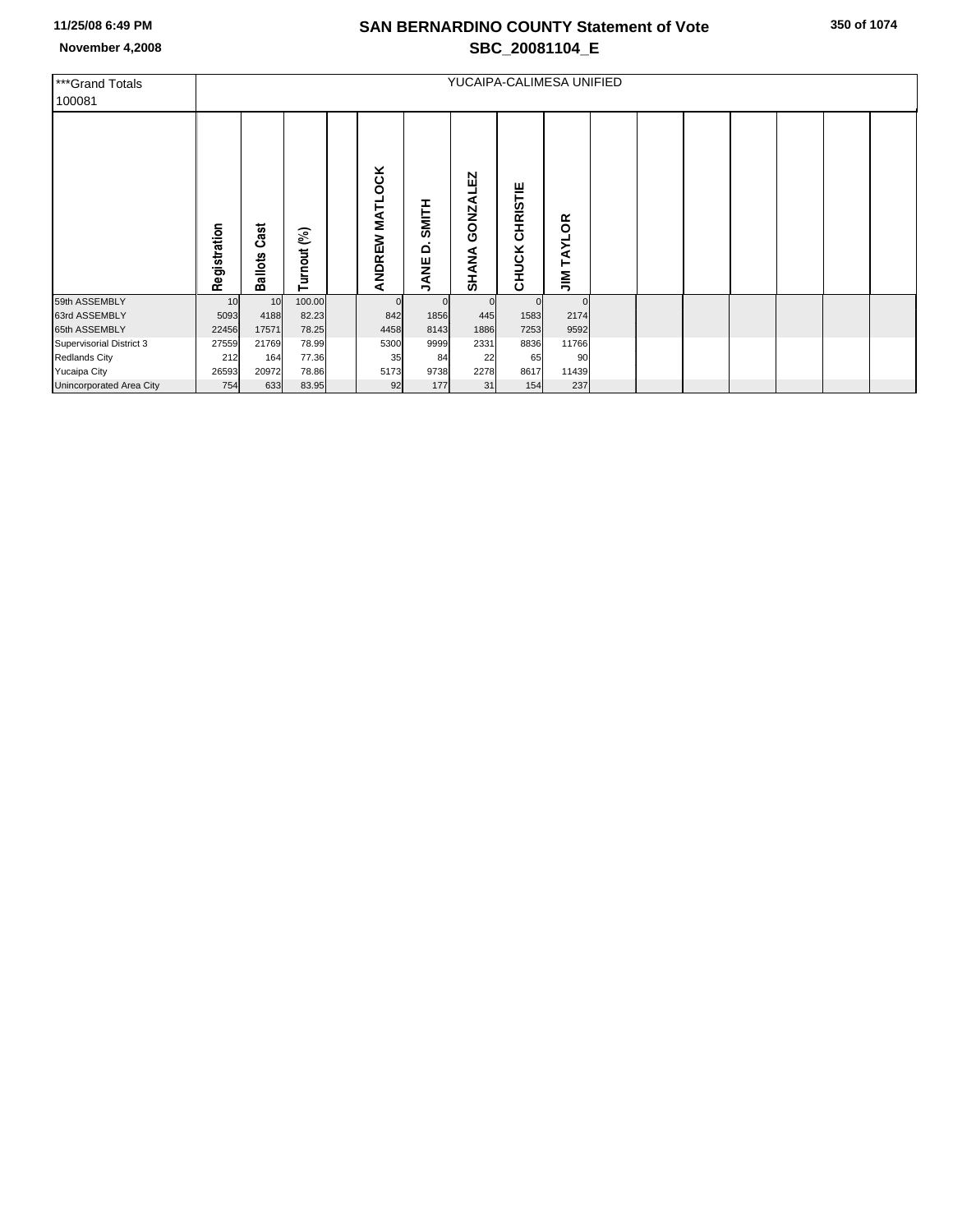# SAN BERNARDINO COUNTY Statement of Vote
## SBC_20081104_E

11/25/08 6:49 PM

November 4,2008

***Grand Totals
100081

YUCAIPA-CALIMESA UNIFIED

| | Registration | Ballots Cast | Turnout (%) | | ANDREW MATLOCK | JANE D. SMITH | SHANA GONZALEZ | CHUCK CHRISTIE | JIM TAYLOR |
|---|---|---|---|---|---|---|---|---|---|
| 59th ASSEMBLY | 10 | 10 | 100.00 | | 0 | 0 | 0 | 0 | 0 |
| 63rd ASSEMBLY | 5093 | 4188 | 82.23 | | 842 | 1856 | 445 | 1583 | 2174 |
| 65th ASSEMBLY | 22456 | 17571 | 78.25 | | 4458 | 8143 | 1886 | 7253 | 9592 |
| Supervisorial District 3 | 27559 | 21769 | 78.99 | | 5300 | 9999 | 2331 | 8836 | 11766 |
| Redlands City | 212 | 164 | 77.36 | | 35 | 84 | 22 | 65 | 90 |
| Yucaipa City | 26593 | 20972 | 78.86 | | 5173 | 9738 | 2278 | 8617 | 11439 |
| Unincorporated Area City | 754 | 633 | 83.95 | | 92 | 177 | 31 | 154 | 237 |